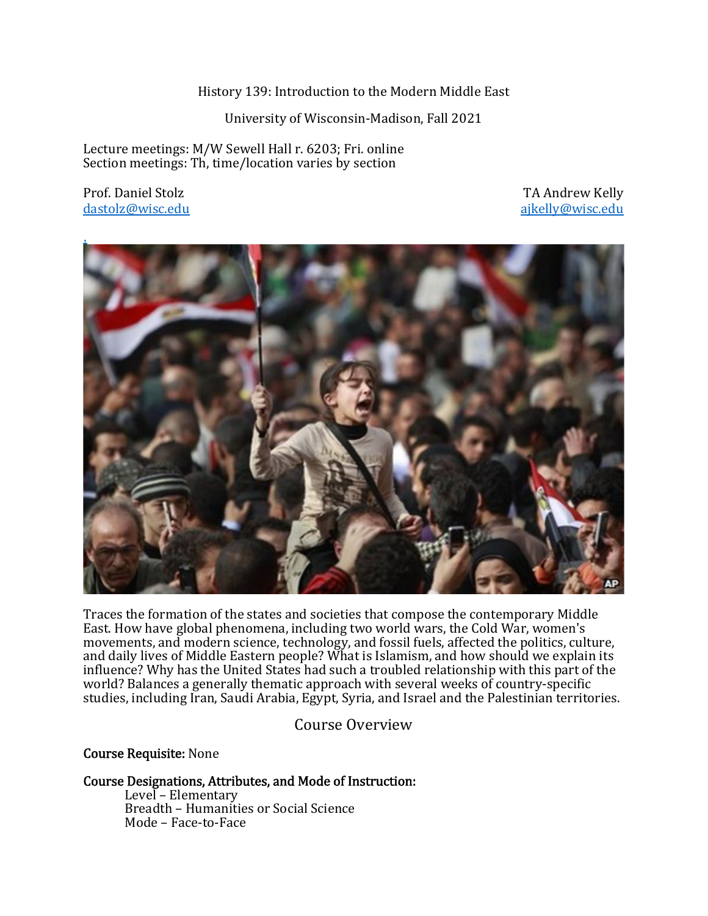History 139: Introduction to the Modern Middle East

University of Wisconsin-Madison, Fall 2021

Lecture meetings: M/W Sewell Hall r. 6203; Fri. online
Section meetings: Th, time/location varies by section

Prof. Daniel Stolz
dastolz@wisc.edu

TA Andrew Kelly
ajkelly@wisc.edu

Traces the formation of the states and societies that compose the contemporary Middle East. How have global phenomena, including two world wars, the Cold War, women's movements, and modern science, technology, and fossil fuels, affected the politics, culture, and daily lives of Middle Eastern people? What is Islamism, and how should we explain its influence? Why has the United States had such a troubled relationship with this part of the world? Balances a generally thematic approach with several weeks of country-specific studies, including Iran, Saudi Arabia, Egypt, Syria, and Israel and the Palestinian territories.

## Course Overview

**Course Requisite:** None

**Course Designations, Attributes, and Mode of Instruction:**

- Level – Elementary
- Breadth – Humanities or Social Science
- Mode – Face-to-Face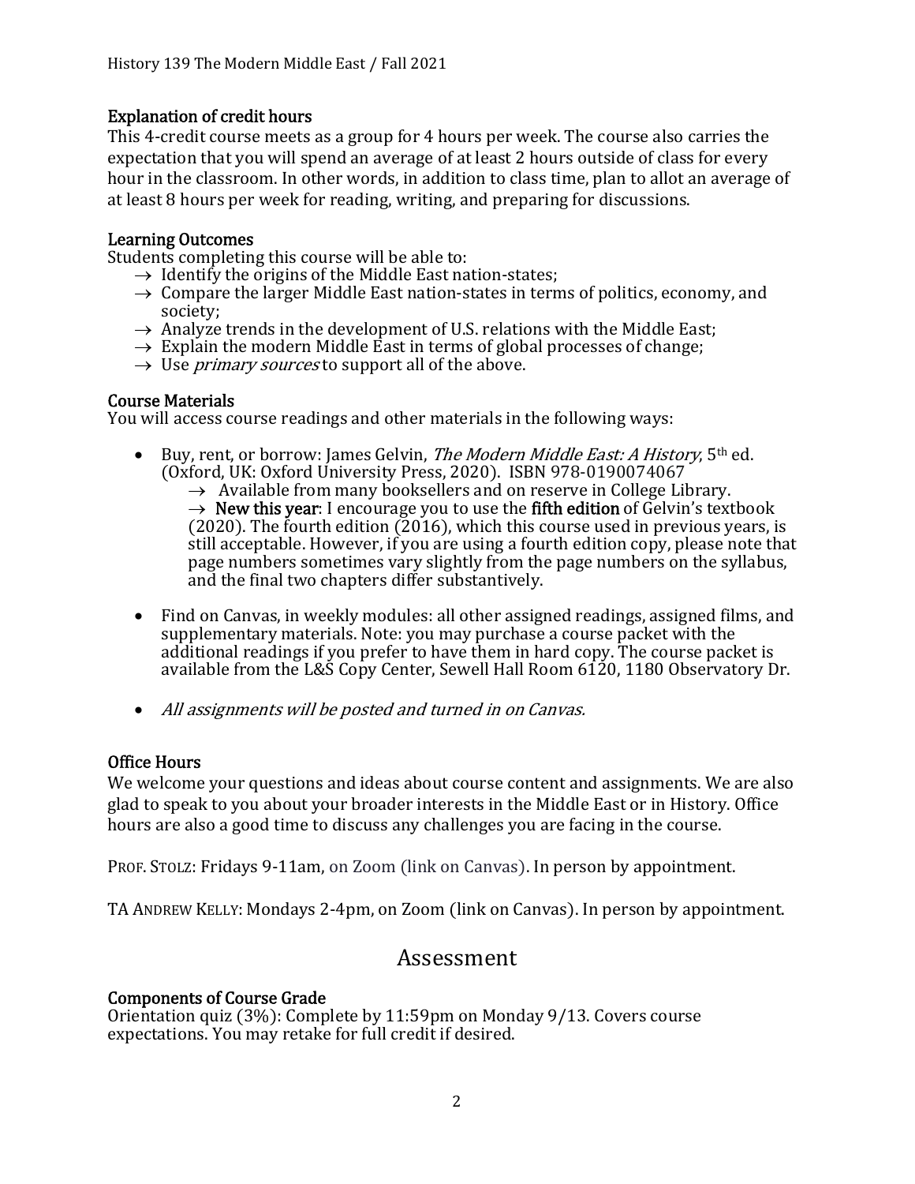### Explanation of credit hours

This 4-credit course meets as a group for 4 hours per week. The course also carries the expectation that you will spend an average of at least 2 hours outside of class for every hour in the classroom. In other words, in addition to class time, plan to allot an average of at least 8 hours per week for reading, writing, and preparing for discussions.

### Learning Outcomes

Students completing this course will be able to:

- → Identify the origins of the Middle East nation-states;
- → Compare the larger Middle East nation-states in terms of politics, economy, and society;
- → Analyze trends in the development of U.S. relations with the Middle East;
- → Explain the modern Middle East in terms of global processes of change;
- → Use *primary sources* to support all of the above.

### Course Materials

You will access course readings and other materials in the following ways:

- Buy, rent, or borrow: James Gelvin, *The Modern Middle East: A History*, 5th ed. (Oxford, UK: Oxford University Press, 2020). ISBN 978-0190074067
  - → Available from many booksellers and on reserve in College Library.
  - → **New this year**: I encourage you to use the **fifth edition** of Gelvin's textbook (2020). The fourth edition (2016), which this course used in previous years, is still acceptable. However, if you are using a fourth edition copy, please note that page numbers sometimes vary slightly from the page numbers on the syllabus, and the final two chapters differ substantively.

- Find on Canvas, in weekly modules: all other assigned readings, assigned films, and supplementary materials. Note: you may purchase a course packet with the additional readings if you prefer to have them in hard copy. The course packet is available from the L&S Copy Center, Sewell Hall Room 6120, 1180 Observatory Dr.

- *All assignments will be posted and turned in on Canvas.*

### Office Hours

We welcome your questions and ideas about course content and assignments. We are also glad to speak to you about your broader interests in the Middle East or in History. Office hours are also a good time to discuss any challenges you are facing in the course.

PROF. STOLZ: Fridays 9-11am, on Zoom (link on Canvas). In person by appointment.

TA ANDREW KELLY: Mondays 2-4pm, on Zoom (link on Canvas). In person by appointment.

## Assessment

### Components of Course Grade

Orientation quiz (3%): Complete by 11:59pm on Monday 9/13. Covers course expectations. You may retake for full credit if desired.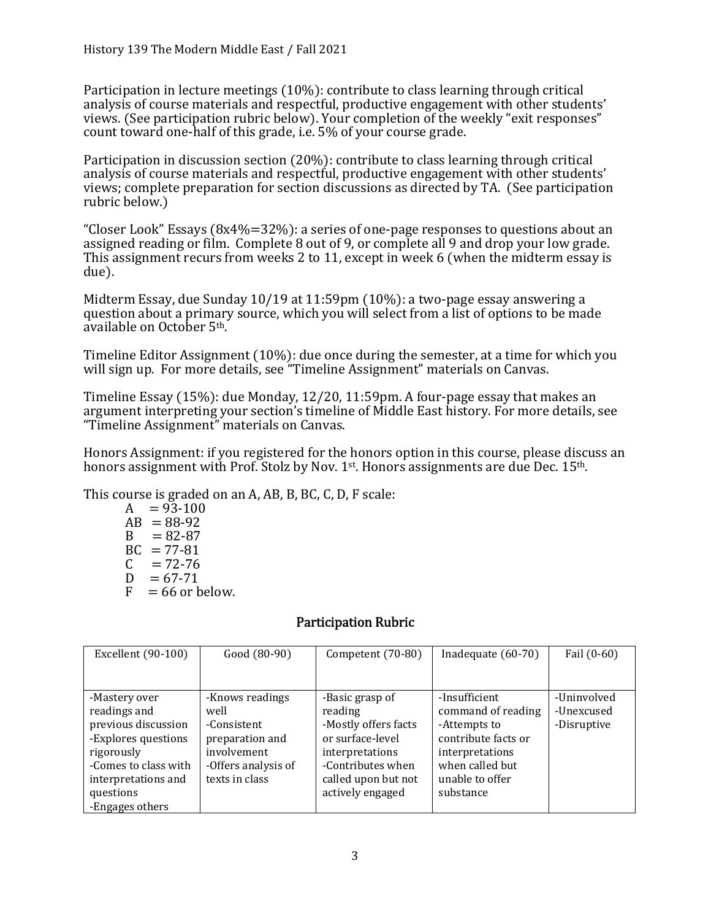Participation in lecture meetings (10%): contribute to class learning through critical analysis of course materials and respectful, productive engagement with other students' views. (See participation rubric below). Your completion of the weekly "exit responses" count toward one-half of this grade, i.e. 5% of your course grade.

Participation in discussion section (20%): contribute to class learning through critical analysis of course materials and respectful, productive engagement with other students' views; complete preparation for section discussions as directed by TA. (See participation rubric below.)

"Closer Look" Essays (8x4%=32%): a series of one-page responses to questions about an assigned reading or film. Complete 8 out of 9, or complete all 9 and drop your low grade. This assignment recurs from weeks 2 to 11, except in week 6 (when the midterm essay is due).

Midterm Essay, due Sunday 10/19 at 11:59pm (10%): a two-page essay answering a question about a primary source, which you will select from a list of options to be made available on October 5th.

Timeline Editor Assignment (10%): due once during the semester, at a time for which you will sign up. For more details, see "Timeline Assignment" materials on Canvas.

Timeline Essay (15%): due Monday, 12/20, 11:59pm. A four-page essay that makes an argument interpreting your section's timeline of Middle East history. For more details, see "Timeline Assignment" materials on Canvas.

Honors Assignment: if you registered for the honors option in this course, please discuss an honors assignment with Prof. Stolz by Nov. 1st. Honors assignments are due Dec. 15th.

This course is graded on an A, AB, B, BC, C, D, F scale:

- A = 93-100
- AB = 88-92
- B = 82-87
- BC = 77-81
- C = 72-76
- D = 67-71
- F = 66 or below.

## Participation Rubric

| Excellent (90-100) | Good (80-90) | Competent (70-80) | Inadequate (60-70) | Fail (0-60) |
|---|---|---|---|---|
| -Mastery over readings and previous discussion<br>-Explores questions rigorously<br>-Comes to class with interpretations and questions<br>-Engages others | -Knows readings well<br>-Consistent preparation and involvement<br>-Offers analysis of texts in class | -Basic grasp of reading<br>-Mostly offers facts or surface-level interpretations<br>-Contributes when called upon but not actively engaged | -Insufficient command of reading<br>-Attempts to contribute facts or interpretations when called but unable to offer substance | -Uninvolved<br>-Unexcused<br>-Disruptive |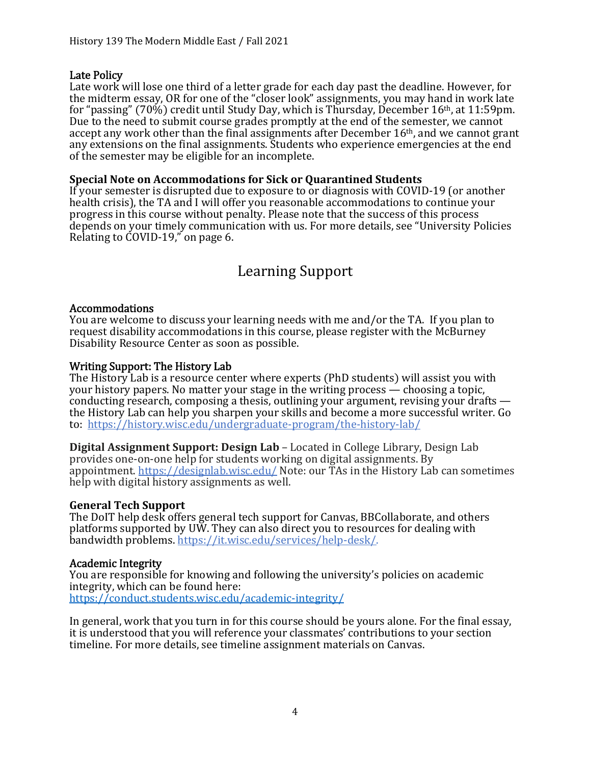### Late Policy

Late work will lose one third of a letter grade for each day past the deadline. However, for the midterm essay, OR for one of the "closer look" assignments, you may hand in work late for "passing" (70%) credit until Study Day, which is Thursday, December 16th, at 11:59pm. Due to the need to submit course grades promptly at the end of the semester, we cannot accept any work other than the final assignments after December 16th, and we cannot grant any extensions on the final assignments. Students who experience emergencies at the end of the semester may be eligible for an incomplete.

### Special Note on Accommodations for Sick or Quarantined Students

If your semester is disrupted due to exposure to or diagnosis with COVID-19 (or another health crisis), the TA and I will offer you reasonable accommodations to continue your progress in this course without penalty. Please note that the success of this process depends on your timely communication with us. For more details, see "University Policies Relating to COVID-19," on page 6.

## Learning Support

### Accommodations

You are welcome to discuss your learning needs with me and/or the TA. If you plan to request disability accommodations in this course, please register with the McBurney Disability Resource Center as soon as possible.

### Writing Support: The History Lab

The History Lab is a resource center where experts (PhD students) will assist you with your history papers. No matter your stage in the writing process — choosing a topic, conducting research, composing a thesis, outlining your argument, revising your drafts — the History Lab can help you sharpen your skills and become a more successful writer. Go to: https://history.wisc.edu/undergraduate-program/the-history-lab/

**Digital Assignment Support: Design Lab** – Located in College Library, Design Lab provides one-on-one help for students working on digital assignments. By appointment. https://designlab.wisc.edu/ Note: our TAs in the History Lab can sometimes help with digital history assignments as well.

### General Tech Support

The DoIT help desk offers general tech support for Canvas, BBCollaborate, and others platforms supported by UW. They can also direct you to resources for dealing with bandwidth problems. https://it.wisc.edu/services/help-desk/.

### Academic Integrity

You are responsible for knowing and following the university's policies on academic integrity, which can be found here:
https://conduct.students.wisc.edu/academic-integrity/

In general, work that you turn in for this course should be yours alone. For the final essay, it is understood that you will reference your classmates' contributions to your section timeline. For more details, see timeline assignment materials on Canvas.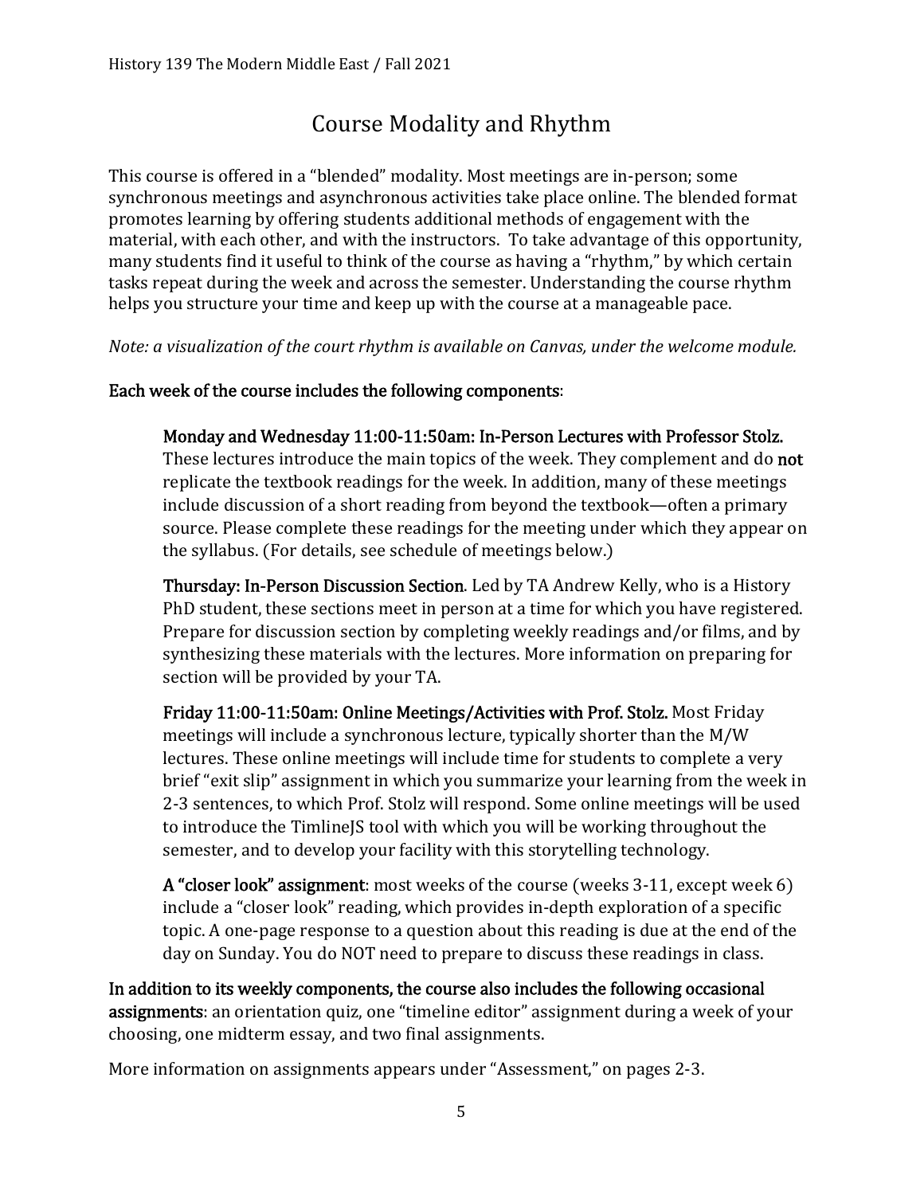# Course Modality and Rhythm

This course is offered in a "blended" modality. Most meetings are in-person; some synchronous meetings and asynchronous activities take place online. The blended format promotes learning by offering students additional methods of engagement with the material, with each other, and with the instructors. To take advantage of this opportunity, many students find it useful to think of the course as having a "rhythm," by which certain tasks repeat during the week and across the semester. Understanding the course rhythm helps you structure your time and keep up with the course at a manageable pace.

*Note: a visualization of the court rhythm is available on Canvas, under the welcome module.*

**Each week of the course includes the following components**:

> **Monday and Wednesday 11:00-11:50am: In-Person Lectures with Professor Stolz.** These lectures introduce the main topics of the week. They complement and do **not** replicate the textbook readings for the week. In addition, many of these meetings include discussion of a short reading from beyond the textbook—often a primary source. Please complete these readings for the meeting under which they appear on the syllabus. (For details, see schedule of meetings below.)
>
> **Thursday: In-Person Discussion Section**. Led by TA Andrew Kelly, who is a History PhD student, these sections meet in person at a time for which you have registered. Prepare for discussion section by completing weekly readings and/or films, and by synthesizing these materials with the lectures. More information on preparing for section will be provided by your TA.
>
> **Friday 11:00-11:50am: Online Meetings/Activities with Prof. Stolz.** Most Friday meetings will include a synchronous lecture, typically shorter than the M/W lectures. These online meetings will include time for students to complete a very brief "exit slip" assignment in which you summarize your learning from the week in 2-3 sentences, to which Prof. Stolz will respond. Some online meetings will be used to introduce the TimlineJS tool with which you will be working throughout the semester, and to develop your facility with this storytelling technology.
>
> **A "closer look" assignment**: most weeks of the course (weeks 3-11, except week 6) include a "closer look" reading, which provides in-depth exploration of a specific topic. A one-page response to a question about this reading is due at the end of the day on Sunday. You do NOT need to prepare to discuss these readings in class.

**In addition to its weekly components, the course also includes the following occasional assignments**: an orientation quiz, one "timeline editor" assignment during a week of your choosing, one midterm essay, and two final assignments.

More information on assignments appears under "Assessment," on pages 2-3.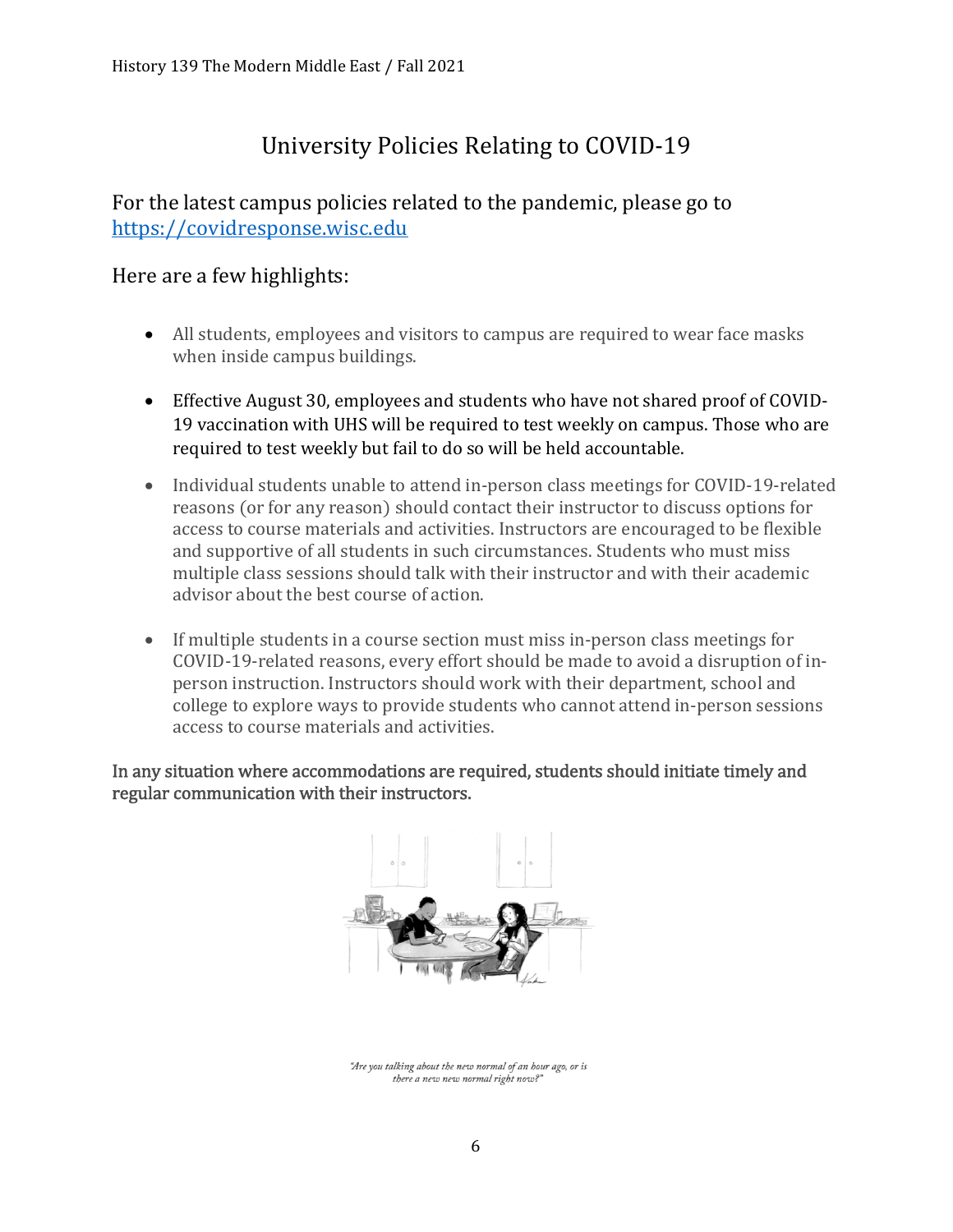# University Policies Relating to COVID-19

For the latest campus policies related to the pandemic, please go to [https://covidresponse.wisc.edu](https://covidresponse.wisc.edu)

## Here are a few highlights:

- All students, employees and visitors to campus are required to wear face masks when inside campus buildings.
- Effective August 30, employees and students who have not shared proof of COVID-19 vaccination with UHS will be required to test weekly on campus. Those who are required to test weekly but fail to do so will be held accountable.
- Individual students unable to attend in-person class meetings for COVID-19-related reasons (or for any reason) should contact their instructor to discuss options for access to course materials and activities. Instructors are encouraged to be flexible and supportive of all students in such circumstances. Students who must miss multiple class sessions should talk with their instructor and with their academic advisor about the best course of action.
- If multiple students in a course section must miss in-person class meetings for COVID-19-related reasons, every effort should be made to avoid a disruption of in-person instruction. Instructors should work with their department, school and college to explore ways to provide students who cannot attend in-person sessions access to course materials and activities.

In any situation where accommodations are required, students should initiate timely and regular communication with their instructors.

*"Are you talking about the new normal of an hour ago, or is there a new new normal right now?"*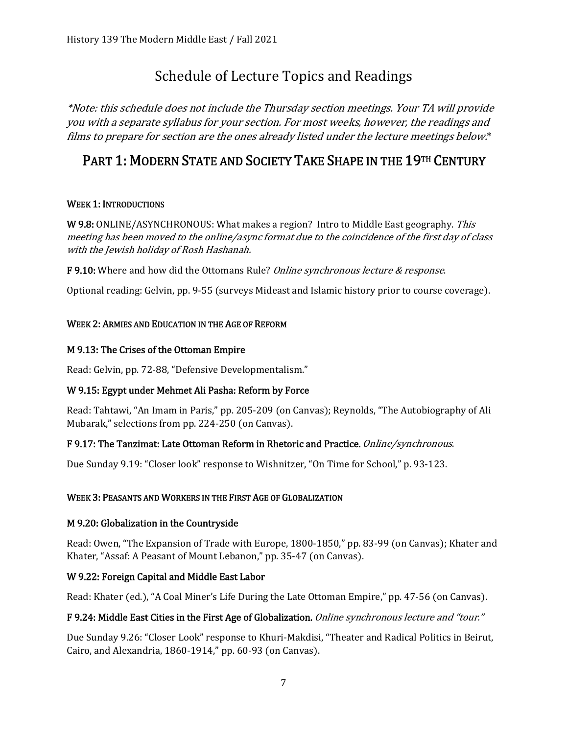# Schedule of Lecture Topics and Readings

*\*Note: this schedule does not include the Thursday section meetings. Your TA will provide you with a separate syllabus for your section. For most weeks, however, the readings and films to prepare for section are the ones already listed under the lecture meetings below.\**

## PART 1: MODERN STATE AND SOCIETY TAKE SHAPE IN THE 19TH CENTURY

### WEEK 1: INTRODUCTIONS

**W 9.8:** ONLINE/ASYNCHRONOUS: What makes a region? Intro to Middle East geography. *This meeting has been moved to the online/async format due to the coincidence of the first day of class with the Jewish holiday of Rosh Hashanah.*

**F 9.10:** Where and how did the Ottomans Rule? *Online synchronous lecture & response*.

Optional reading: Gelvin, pp. 9-55 (surveys Mideast and Islamic history prior to course coverage).

### WEEK 2: ARMIES AND EDUCATION IN THE AGE OF REFORM

**M 9.13: The Crises of the Ottoman Empire**

Read: Gelvin, pp. 72-88, "Defensive Developmentalism."

**W 9.15: Egypt under Mehmet Ali Pasha: Reform by Force**

Read: Tahtawi, "An Imam in Paris," pp. 205-209 (on Canvas); Reynolds, "The Autobiography of Ali Mubarak," selections from pp. 224-250 (on Canvas).

**F 9.17: The Tanzimat: Late Ottoman Reform in Rhetoric and Practice.** *Online/synchronous*.

Due Sunday 9.19: "Closer look" response to Wishnitzer, "On Time for School," p. 93-123.

### WEEK 3: PEASANTS AND WORKERS IN THE FIRST AGE OF GLOBALIZATION

**M 9.20: Globalization in the Countryside**

Read: Owen, "The Expansion of Trade with Europe, 1800-1850," pp. 83-99 (on Canvas); Khater and Khater, "Assaf: A Peasant of Mount Lebanon," pp. 35-47 (on Canvas).

**W 9.22: Foreign Capital and Middle East Labor**

Read: Khater (ed.), "A Coal Miner's Life During the Late Ottoman Empire," pp. 47-56 (on Canvas).

**F 9.24: Middle East Cities in the First Age of Globalization.** *Online synchronous lecture and "tour."*

Due Sunday 9.26: "Closer Look" response to Khuri-Makdisi, "Theater and Radical Politics in Beirut, Cairo, and Alexandria, 1860-1914," pp. 60-93 (on Canvas).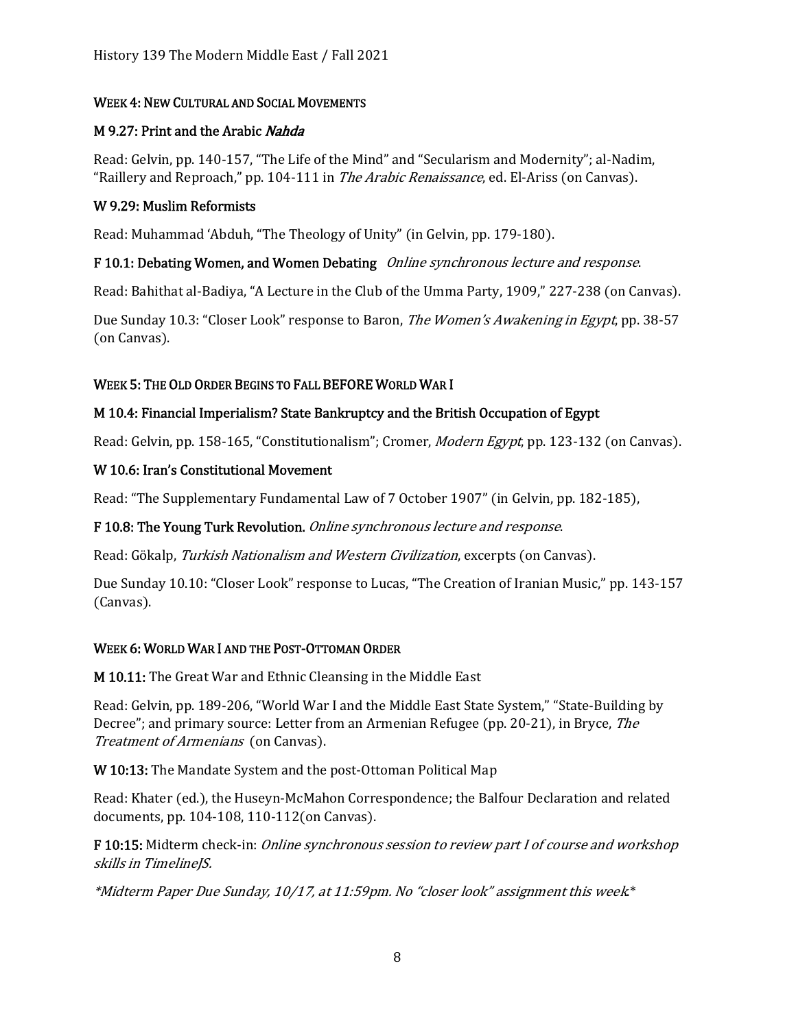## WEEK 4: NEW CULTURAL AND SOCIAL MOVEMENTS

### M 9.27: Print and the Arabic *Nahda*

Read: Gelvin, pp. 140-157, "The Life of the Mind" and "Secularism and Modernity"; al-Nadim, "Raillery and Reproach," pp. 104-111 in *The Arabic Renaissance*, ed. El-Ariss (on Canvas).

### W 9.29: Muslim Reformists

Read: Muhammad 'Abduh, "The Theology of Unity" (in Gelvin, pp. 179-180).

### F 10.1: Debating Women, and Women Debating *Online synchronous lecture and response*.

Read: Bahithat al-Badiya, "A Lecture in the Club of the Umma Party, 1909," 227-238 (on Canvas).

Due Sunday 10.3: "Closer Look" response to Baron, *The Women's Awakening in Egypt*, pp. 38-57 (on Canvas).

## WEEK 5: THE OLD ORDER BEGINS TO FALL BEFORE WORLD WAR I

### M 10.4: Financial Imperialism? State Bankruptcy and the British Occupation of Egypt

Read: Gelvin, pp. 158-165, "Constitutionalism"; Cromer, *Modern Egypt*, pp. 123-132 (on Canvas).

### W 10.6: Iran's Constitutional Movement

Read: "The Supplementary Fundamental Law of 7 October 1907" (in Gelvin, pp. 182-185),

### F 10.8: The Young Turk Revolution. *Online synchronous lecture and response*.

Read: Gökalp, *Turkish Nationalism and Western Civilization*, excerpts (on Canvas).

Due Sunday 10.10: "Closer Look" response to Lucas, "The Creation of Iranian Music," pp. 143-157 (Canvas).

## WEEK 6: WORLD WAR I AND THE POST-OTTOMAN ORDER

**M 10.11:** The Great War and Ethnic Cleansing in the Middle East

Read: Gelvin, pp. 189-206, "World War I and the Middle East State System," "State-Building by Decree"; and primary source: Letter from an Armenian Refugee (pp. 20-21), in Bryce, *The Treatment of Armenians* (on Canvas).

**W 10:13:** The Mandate System and the post-Ottoman Political Map

Read: Khater (ed.), the Huseyn-McMahon Correspondence; the Balfour Declaration and related documents, pp. 104-108, 110-112(on Canvas).

**F 10:15:** Midterm check-in: *Online synchronous session to review part I of course and workshop skills in TimelineJS.*

*\*Midterm Paper Due Sunday, 10/17, at 11:59pm. No "closer look" assignment this week.\**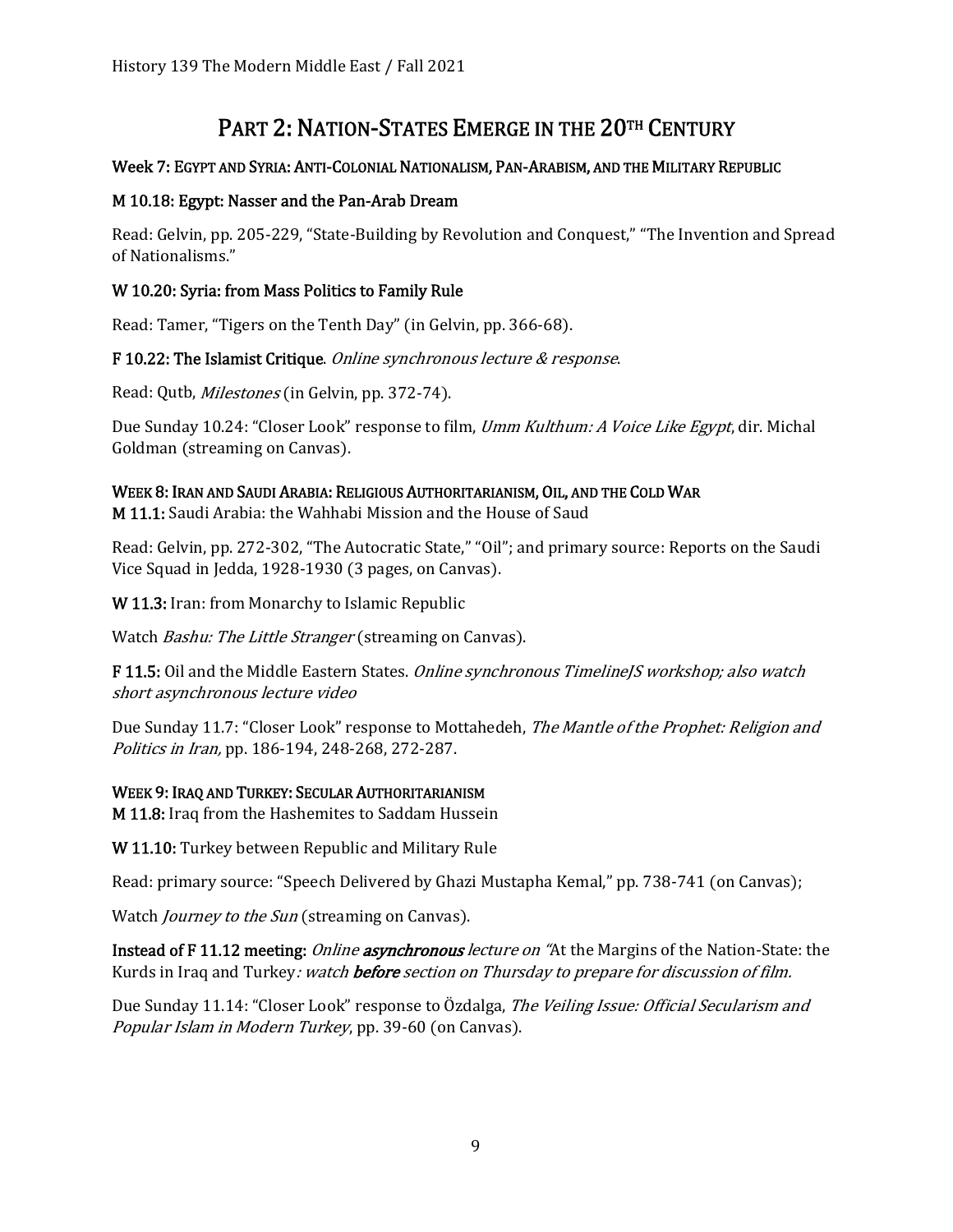# PART 2: NATION-STATES EMERGE IN THE 20TH CENTURY

### Week 7: EGYPT AND SYRIA: ANTI-COLONIAL NATIONALISM, PAN-ARABISM, AND THE MILITARY REPUBLIC

**M 10.18: Egypt: Nasser and the Pan-Arab Dream**

Read: Gelvin, pp. 205-229, "State-Building by Revolution and Conquest," "The Invention and Spread of Nationalisms."

**W 10.20: Syria: from Mass Politics to Family Rule**

Read: Tamer, "Tigers on the Tenth Day" (in Gelvin, pp. 366-68).

**F 10.22: The Islamist Critique**. *Online synchronous lecture & response*.

Read: Qutb, *Milestones* (in Gelvin, pp. 372-74).

Due Sunday 10.24: "Closer Look" response to film, *Umm Kulthum: A Voice Like Egypt*, dir. Michal Goldman (streaming on Canvas).

### WEEK 8: IRAN AND SAUDI ARABIA: RELIGIOUS AUTHORITARIANISM, OIL, AND THE COLD WAR

**M 11.1:** Saudi Arabia: the Wahhabi Mission and the House of Saud

Read: Gelvin, pp. 272-302, "The Autocratic State," "Oil"; and primary source: Reports on the Saudi Vice Squad in Jedda, 1928-1930 (3 pages, on Canvas).

**W 11.3:** Iran: from Monarchy to Islamic Republic

Watch *Bashu: The Little Stranger* (streaming on Canvas).

**F 11.5:** Oil and the Middle Eastern States. *Online synchronous TimelineJS workshop; also watch short asynchronous lecture video*

Due Sunday 11.7: "Closer Look" response to Mottahedeh, *The Mantle of the Prophet: Religion and Politics in Iran,* pp. 186-194, 248-268, 272-287.

### WEEK 9: IRAQ AND TURKEY: SECULAR AUTHORITARIANISM

**M 11.8:** Iraq from the Hashemites to Saddam Hussein

**W 11.10:** Turkey between Republic and Military Rule

Read: primary source: "Speech Delivered by Ghazi Mustapha Kemal," pp. 738-741 (on Canvas);

Watch *Journey to the Sun* (streaming on Canvas).

**Instead of F 11.12 meeting:** *Online* ***asynchronous*** *lecture on "*At the Margins of the Nation-State: the Kurds in Iraq and Turkey*: watch* ***before*** *section on Thursday to prepare for discussion of film.*

Due Sunday 11.14: "Closer Look" response to Özdalga, *The Veiling Issue: Official Secularism and Popular Islam in Modern Turkey*, pp. 39-60 (on Canvas).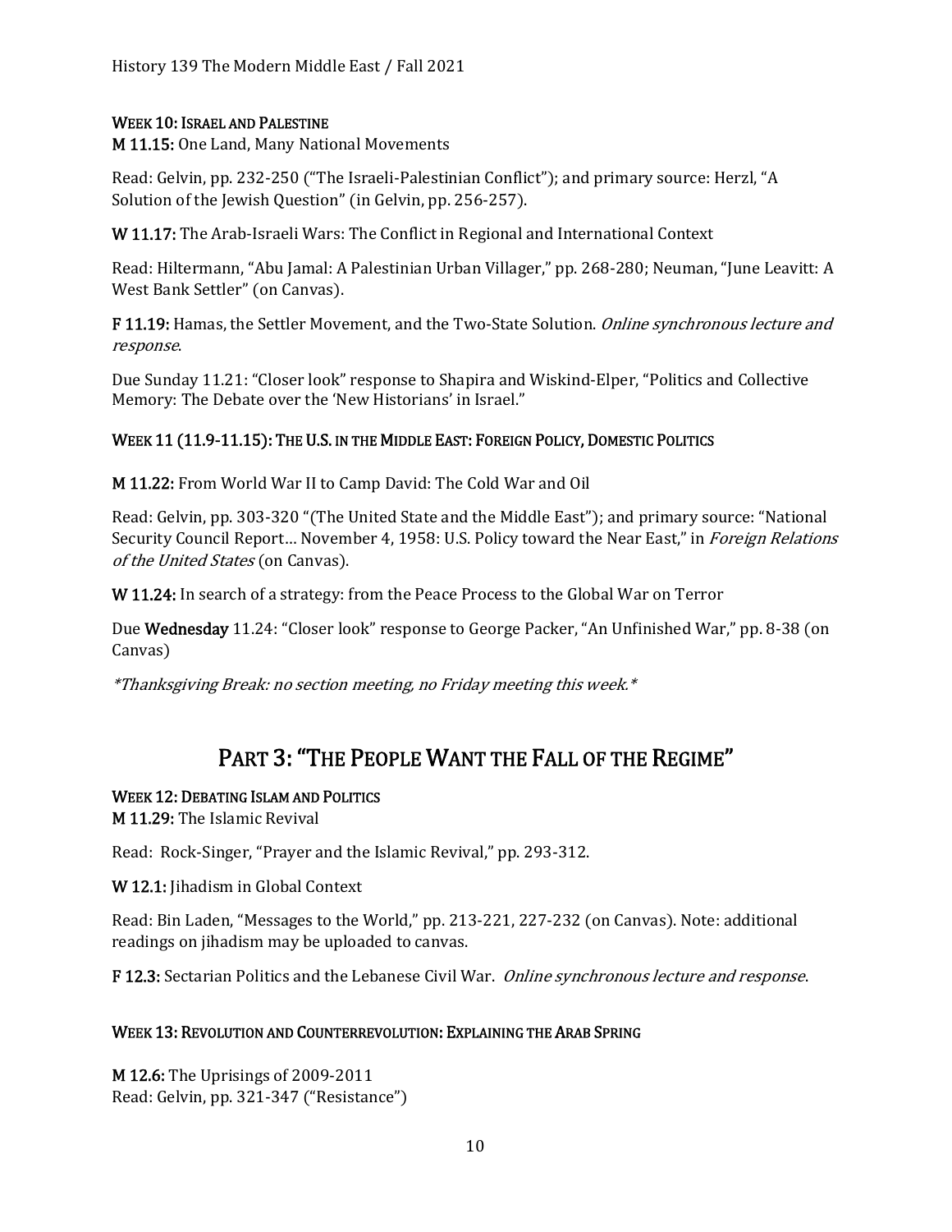### WEEK 10: ISRAEL AND PALESTINE

**M 11.15:** One Land, Many National Movements

Read: Gelvin, pp. 232-250 ("The Israeli-Palestinian Conflict"); and primary source: Herzl, "A Solution of the Jewish Question" (in Gelvin, pp. 256-257).

**W 11.17:** The Arab-Israeli Wars: The Conflict in Regional and International Context

Read: Hiltermann, "Abu Jamal: A Palestinian Urban Villager," pp. 268-280; Neuman, "June Leavitt: A West Bank Settler" (on Canvas).

**F 11.19:** Hamas, the Settler Movement, and the Two-State Solution. *Online synchronous lecture and response*.

Due Sunday 11.21: "Closer look" response to Shapira and Wiskind-Elper, "Politics and Collective Memory: The Debate over the 'New Historians' in Israel."

### WEEK 11 (11.9-11.15): THE U.S. IN THE MIDDLE EAST: FOREIGN POLICY, DOMESTIC POLITICS

**M 11.22:** From World War II to Camp David: The Cold War and Oil

Read: Gelvin, pp. 303-320 "(The United State and the Middle East"); and primary source: "National Security Council Report… November 4, 1958: U.S. Policy toward the Near East," in *Foreign Relations of the United States* (on Canvas).

**W 11.24:** In search of a strategy: from the Peace Process to the Global War on Terror

Due **Wednesday** 11.24: "Closer look" response to George Packer, "An Unfinished War," pp. 8-38 (on Canvas)

*\*Thanksgiving Break: no section meeting, no Friday meeting this week.\**

## PART 3: "THE PEOPLE WANT THE FALL OF THE REGIME"

### WEEK 12: DEBATING ISLAM AND POLITICS

**M 11.29:** The Islamic Revival

Read: Rock-Singer, "Prayer and the Islamic Revival," pp. 293-312.

**W 12.1:** Jihadism in Global Context

Read: Bin Laden, "Messages to the World," pp. 213-221, 227-232 (on Canvas). Note: additional readings on jihadism may be uploaded to canvas.

**F 12.3:** Sectarian Politics and the Lebanese Civil War. *Online synchronous lecture and response*.

### WEEK 13: REVOLUTION AND COUNTERREVOLUTION: EXPLAINING THE ARAB SPRING

**M 12.6:** The Uprisings of 2009-2011
Read: Gelvin, pp. 321-347 ("Resistance")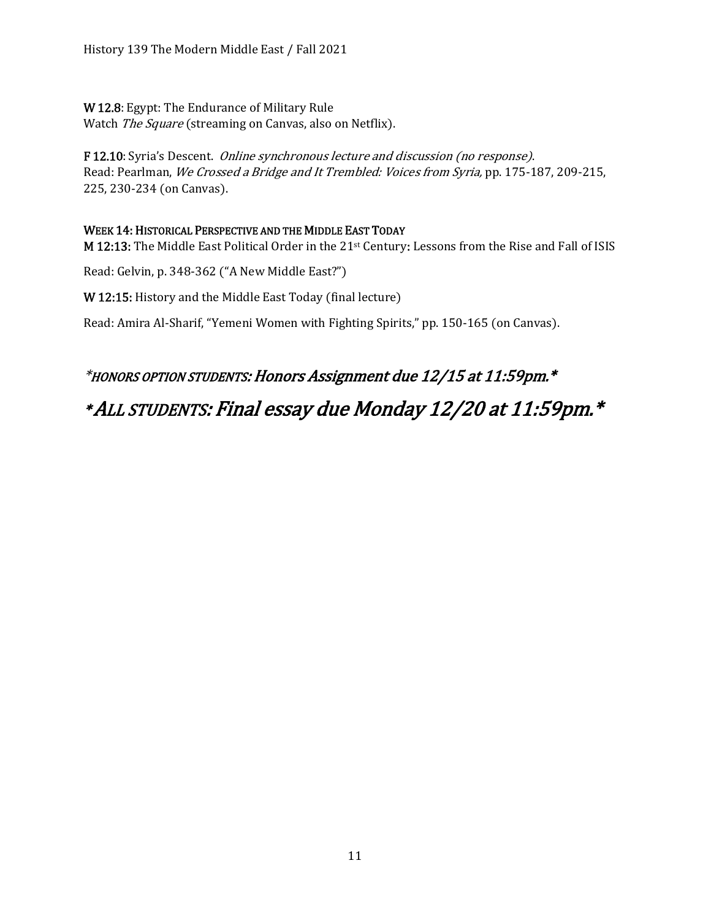**W 12.8**: Egypt: The Endurance of Military Rule
Watch *The Square* (streaming on Canvas, also on Netflix).

**F 12.10**: Syria's Descent. *Online synchronous lecture and discussion (no response).*
Read: Pearlman, *We Crossed a Bridge and It Trembled: Voices from Syria,* pp. 175-187, 209-215, 225, 230-234 (on Canvas).

## WEEK 14: HISTORICAL PERSPECTIVE AND THE MIDDLE EAST TODAY

**M 12:13:** The Middle East Political Order in the 21st Century: Lessons from the Rise and Fall of ISIS

Read: Gelvin, p. 348-362 ("A New Middle East?")

**W 12:15:** History and the Middle East Today (final lecture)

Read: Amira Al-Sharif, "Yemeni Women with Fighting Spirits," pp. 150-165 (on Canvas).

*\*HONORS OPTION STUDENTS: Honors Assignment due 12/15 at 11:59pm.\**

## *\*ALL STUDENTS: Final essay due Monday 12/20 at 11:59pm.\**